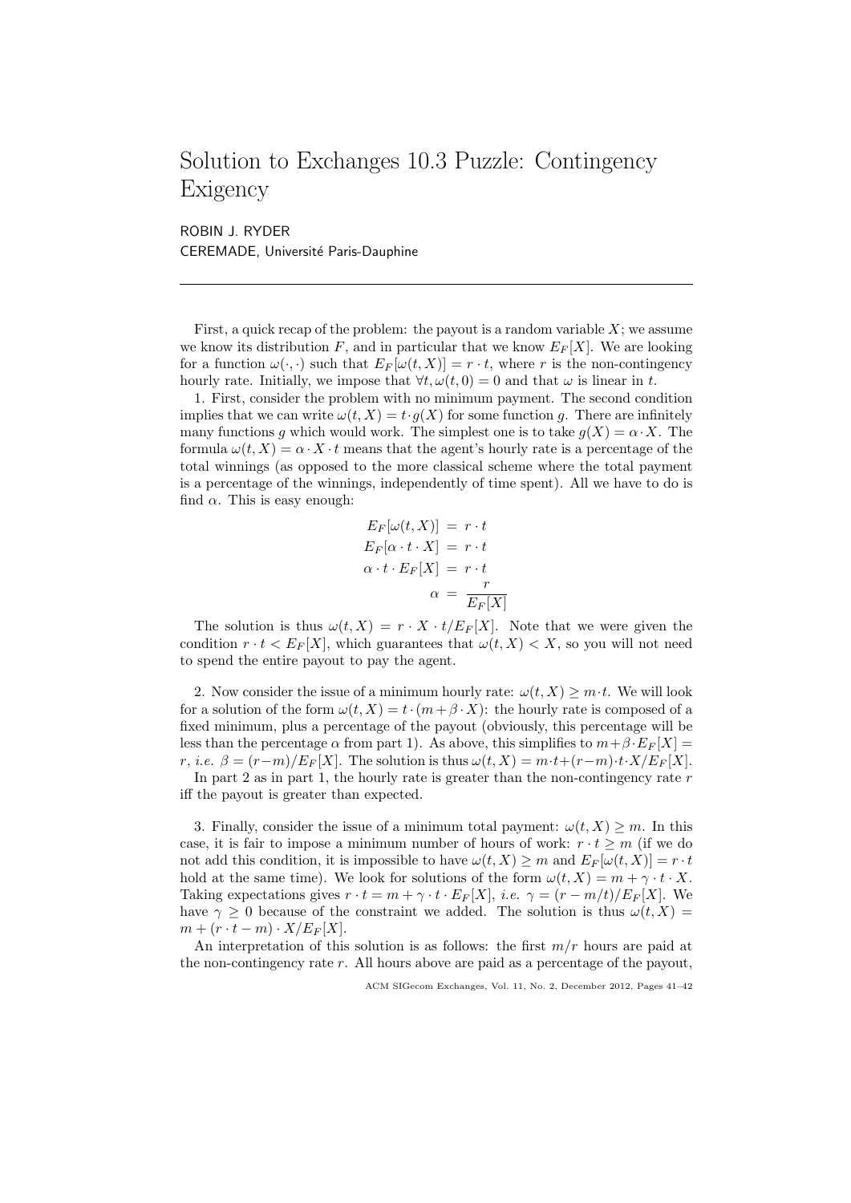# Solution to Exchanges 10.3 Puzzle: Contingency Exigency

ROBIN J. RYDER
CEREMADE, Université Paris-Dauphine

---

First, a quick recap of the problem: the payout is a random variable $X$; we assume we know its distribution $F$, and in particular that we know $E_F[X]$. We are looking for a function $\omega(\cdot, \cdot)$ such that $E_F[\omega(t, X)] = r \cdot t$, where $r$ is the non-contingency hourly rate. Initially, we impose that $\forall t, \omega(t, 0) = 0$ and that $\omega$ is linear in $t$.

1. First, consider the problem with no minimum payment. The second condition implies that we can write $\omega(t, X) = t \cdot g(X)$ for some function $g$. There are infinitely many functions $g$ which would work. The simplest one is to take $g(X) = \alpha \cdot X$. The formula $\omega(t, X) = \alpha \cdot X \cdot t$ means that the agent's hourly rate is a percentage of the total winnings (as opposed to the more classical scheme where the total payment is a percentage of the winnings, independently of time spent). All we have to do is find $\alpha$. This is easy enough:

$$
\begin{aligned}
E_F[\omega(t, X)] &= r \cdot t \\
E_F[\alpha \cdot t \cdot X] &= r \cdot t \\
\alpha \cdot t \cdot E_F[X] &= r \cdot t \\
\alpha &= \frac{r}{E_F[X]}
\end{aligned}
$$

The solution is thus $\omega(t, X) = r \cdot X \cdot t / E_F[X]$. Note that we were given the condition $r \cdot t < E_F[X]$, which guarantees that $\omega(t, X) < X$, so you will not need to spend the entire payout to pay the agent.

2. Now consider the issue of a minimum hourly rate: $\omega(t, X) \geq m \cdot t$. We will look for a solution of the form $\omega(t, X) = t \cdot (m + \beta \cdot X)$: the hourly rate is composed of a fixed minimum, plus a percentage of the payout (obviously, this percentage will be less than the percentage $\alpha$ from part 1). As above, this simplifies to $m + \beta \cdot E_F[X] = r$, *i.e.* $\beta = (r - m)/E_F[X]$. The solution is thus $\omega(t, X) = m \cdot t + (r - m) \cdot t \cdot X / E_F[X]$.

In part 2 as in part 1, the hourly rate is greater than the non-contingency rate $r$ iff the payout is greater than expected.

3. Finally, consider the issue of a minimum total payment: $\omega(t, X) \geq m$. In this case, it is fair to impose a minimum number of hours of work: $r \cdot t \geq m$ (if we do not add this condition, it is impossible to have $\omega(t, X) \geq m$ and $E_F[\omega(t, X)] = r \cdot t$ hold at the same time). We look for solutions of the form $\omega(t, X) = m + \gamma \cdot t \cdot X$. Taking expectations gives $r \cdot t = m + \gamma \cdot t \cdot E_F[X]$, *i.e.* $\gamma = (r - m/t)/E_F[X]$. We have $\gamma \geq 0$ because of the constraint we added. The solution is thus $\omega(t, X) = m + (r \cdot t - m) \cdot X / E_F[X]$.

An interpretation of this solution is as follows: the first $m/r$ hours are paid at the non-contingency rate $r$. All hours above are paid as a percentage of the payout,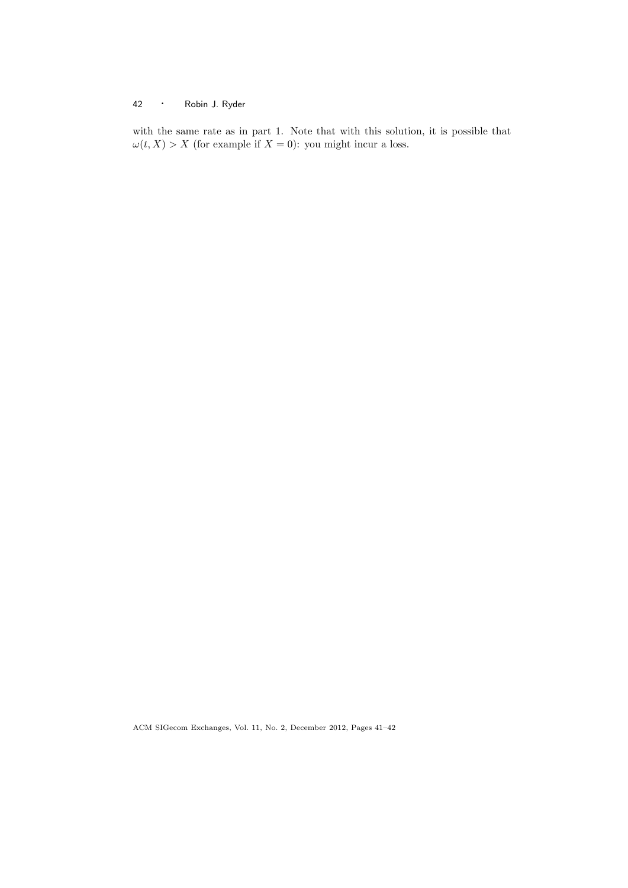with the same rate as in part 1. Note that with this solution, it is possible that $\omega(t, X) > X$ (for example if $X = 0$): you might incur a loss.